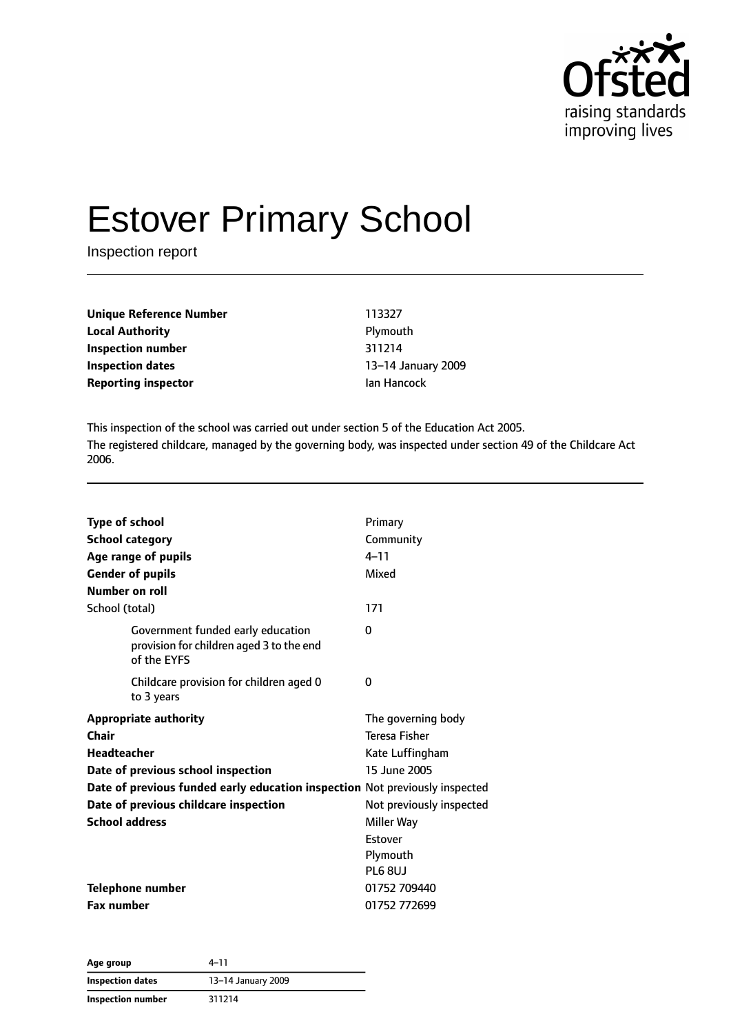Ofsted
raising standards
improving lives

# Estover Primary School

Inspection report

| | |
|---|---|
| **Unique Reference Number** | 113327 |
| **Local Authority** | Plymouth |
| **Inspection number** | 311214 |
| **Inspection dates** | 13–14 January 2009 |
| **Reporting inspector** | Ian Hancock |

This inspection of the school was carried out under section 5 of the Education Act 2005.

The registered childcare, managed by the governing body, was inspected under section 49 of the Childcare Act 2006.

| | |
|---|---|
| **Type of school** | Primary |
| **School category** | Community |
| **Age range of pupils** | 4–11 |
| **Gender of pupils** | Mixed |
| **Number on roll** | |
| School (total) | 171 |
| Government funded early education provision for children aged 3 to the end of the EYFS | 0 |
| Childcare provision for children aged 0 to 3 years | 0 |
| **Appropriate authority** | The governing body |
| **Chair** | Teresa Fisher |
| **Headteacher** | Kate Luffingham |
| **Date of previous school inspection** | 15 June 2005 |
| **Date of previous funded early education inspection** | Not previously inspected |
| **Date of previous childcare inspection** | Not previously inspected |
| **School address** | Miller Way<br>Estover<br>Plymouth<br>PL6 8UJ |
| **Telephone number** | 01752 709440 |
| **Fax number** | 01752 772699 |

| | |
|---|---|
| **Age group** | 4–11 |
| **Inspection dates** | 13–14 January 2009 |
| **Inspection number** | 311214 |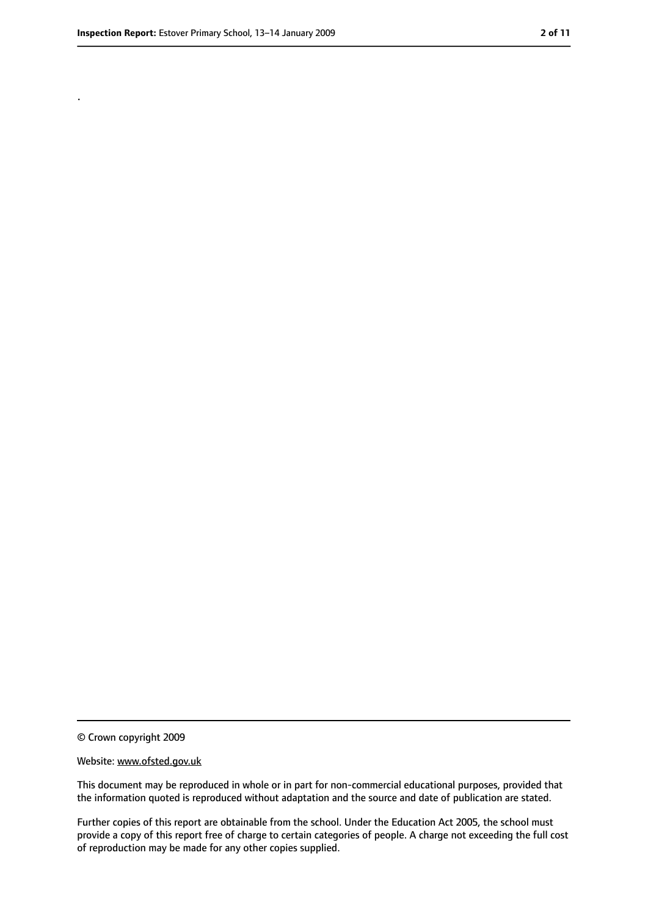.

© Crown copyright 2009

Website: www.ofsted.gov.uk

This document may be reproduced in whole or in part for non-commercial educational purposes, provided that the information quoted is reproduced without adaptation and the source and date of publication are stated.

Further copies of this report are obtainable from the school. Under the Education Act 2005, the school must provide a copy of this report free of charge to certain categories of people. A charge not exceeding the full cost of reproduction may be made for any other copies supplied.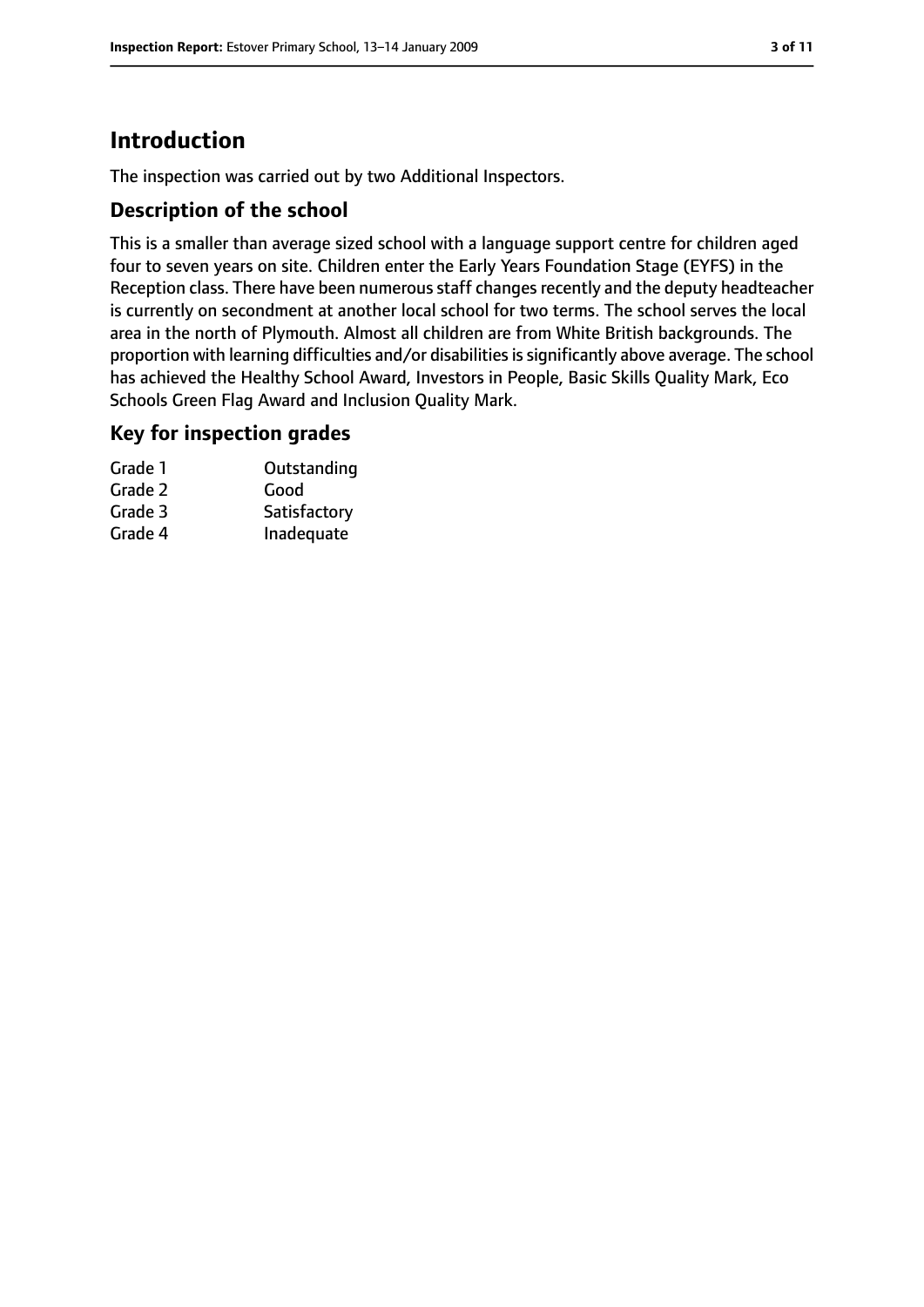# Introduction

The inspection was carried out by two Additional Inspectors.

## Description of the school

This is a smaller than average sized school with a language support centre for children aged four to seven years on site. Children enter the Early Years Foundation Stage (EYFS) in the Reception class. There have been numerous staff changes recently and the deputy headteacher is currently on secondment at another local school for two terms. The school serves the local area in the north of Plymouth. Almost all children are from White British backgrounds. The proportion with learning difficulties and/or disabilities is significantly above average. The school has achieved the Healthy School Award, Investors in People, Basic Skills Quality Mark, Eco Schools Green Flag Award and Inclusion Quality Mark.

## Key for inspection grades

| | |
|---|---|
| Grade 1 | Outstanding |
| Grade 2 | Good |
| Grade 3 | Satisfactory |
| Grade 4 | Inadequate |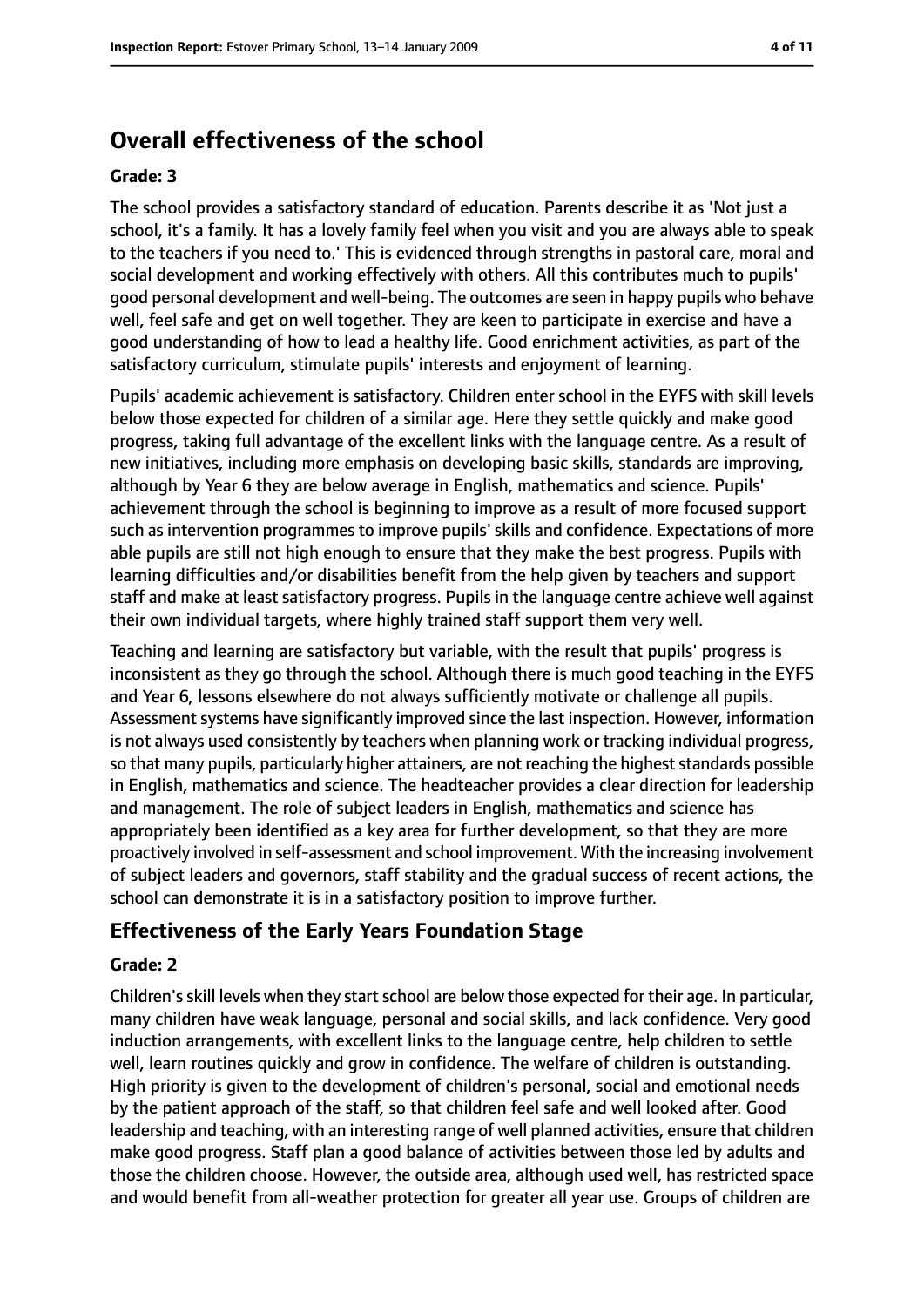## Overall effectiveness of the school

**Grade: 3**

The school provides a satisfactory standard of education. Parents describe it as 'Not just a school, it's a family. It has a lovely family feel when you visit and you are always able to speak to the teachers if you need to.' This is evidenced through strengths in pastoral care, moral and social development and working effectively with others. All this contributes much to pupils' good personal development and well-being. The outcomes are seen in happy pupils who behave well, feel safe and get on well together. They are keen to participate in exercise and have a good understanding of how to lead a healthy life. Good enrichment activities, as part of the satisfactory curriculum, stimulate pupils' interests and enjoyment of learning.

Pupils' academic achievement is satisfactory. Children enter school in the EYFS with skill levels below those expected for children of a similar age. Here they settle quickly and make good progress, taking full advantage of the excellent links with the language centre. As a result of new initiatives, including more emphasis on developing basic skills, standards are improving, although by Year 6 they are below average in English, mathematics and science. Pupils' achievement through the school is beginning to improve as a result of more focused support such as intervention programmes to improve pupils' skills and confidence. Expectations of more able pupils are still not high enough to ensure that they make the best progress. Pupils with learning difficulties and/or disabilities benefit from the help given by teachers and support staff and make at least satisfactory progress. Pupils in the language centre achieve well against their own individual targets, where highly trained staff support them very well.

Teaching and learning are satisfactory but variable, with the result that pupils' progress is inconsistent as they go through the school. Although there is much good teaching in the EYFS and Year 6, lessons elsewhere do not always sufficiently motivate or challenge all pupils. Assessment systems have significantly improved since the last inspection. However, information is not always used consistently by teachers when planning work or tracking individual progress, so that many pupils, particularly higher attainers, are not reaching the highest standards possible in English, mathematics and science. The headteacher provides a clear direction for leadership and management. The role of subject leaders in English, mathematics and science has appropriately been identified as a key area for further development, so that they are more proactively involved in self-assessment and school improvement. With the increasing involvement of subject leaders and governors, staff stability and the gradual success of recent actions, the school can demonstrate it is in a satisfactory position to improve further.

### Effectiveness of the Early Years Foundation Stage

**Grade: 2**

Children's skill levels when they start school are below those expected for their age. In particular, many children have weak language, personal and social skills, and lack confidence. Very good induction arrangements, with excellent links to the language centre, help children to settle well, learn routines quickly and grow in confidence. The welfare of children is outstanding. High priority is given to the development of children's personal, social and emotional needs by the patient approach of the staff, so that children feel safe and well looked after. Good leadership and teaching, with an interesting range of well planned activities, ensure that children make good progress. Staff plan a good balance of activities between those led by adults and those the children choose. However, the outside area, although used well, has restricted space and would benefit from all-weather protection for greater all year use. Groups of children are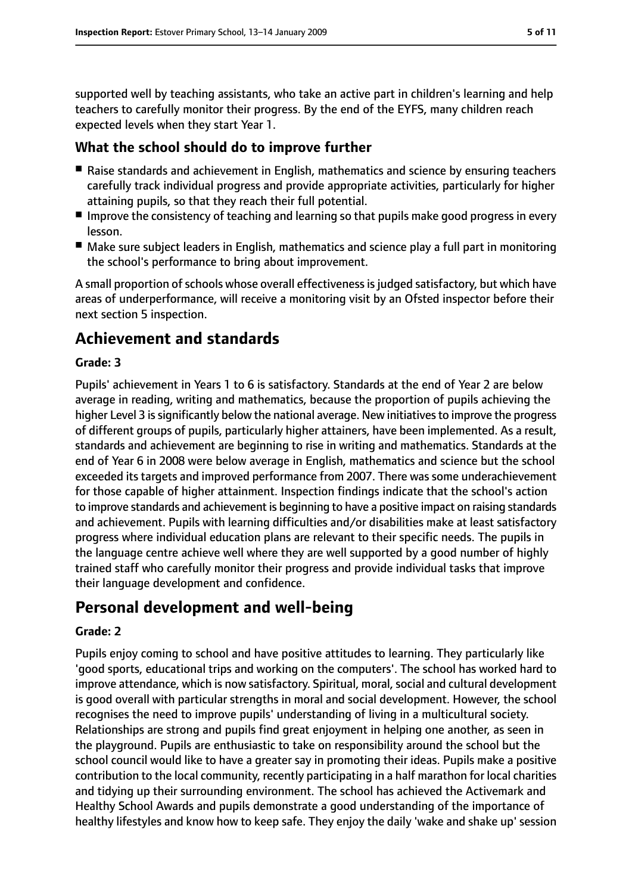supported well by teaching assistants, who take an active part in children's learning and help teachers to carefully monitor their progress. By the end of the EYFS, many children reach expected levels when they start Year 1.

### What the school should do to improve further

- Raise standards and achievement in English, mathematics and science by ensuring teachers carefully track individual progress and provide appropriate activities, particularly for higher attaining pupils, so that they reach their full potential.
- Improve the consistency of teaching and learning so that pupils make good progress in every lesson.
- Make sure subject leaders in English, mathematics and science play a full part in monitoring the school's performance to bring about improvement.

A small proportion of schools whose overall effectiveness is judged satisfactory, but which have areas of underperformance, will receive a monitoring visit by an Ofsted inspector before their next section 5 inspection.

## Achievement and standards

#### Grade: 3

Pupils' achievement in Years 1 to 6 is satisfactory. Standards at the end of Year 2 are below average in reading, writing and mathematics, because the proportion of pupils achieving the higher Level 3 is significantly below the national average. New initiatives to improve the progress of different groups of pupils, particularly higher attainers, have been implemented. As a result, standards and achievement are beginning to rise in writing and mathematics. Standards at the end of Year 6 in 2008 were below average in English, mathematics and science but the school exceeded its targets and improved performance from 2007. There was some underachievement for those capable of higher attainment. Inspection findings indicate that the school's action to improve standards and achievement is beginning to have a positive impact on raising standards and achievement. Pupils with learning difficulties and/or disabilities make at least satisfactory progress where individual education plans are relevant to their specific needs. The pupils in the language centre achieve well where they are well supported by a good number of highly trained staff who carefully monitor their progress and provide individual tasks that improve their language development and confidence.

## Personal development and well-being

#### Grade: 2

Pupils enjoy coming to school and have positive attitudes to learning. They particularly like 'good sports, educational trips and working on the computers'. The school has worked hard to improve attendance, which is now satisfactory. Spiritual, moral, social and cultural development is good overall with particular strengths in moral and social development. However, the school recognises the need to improve pupils' understanding of living in a multicultural society. Relationships are strong and pupils find great enjoyment in helping one another, as seen in the playground. Pupils are enthusiastic to take on responsibility around the school but the school council would like to have a greater say in promoting their ideas. Pupils make a positive contribution to the local community, recently participating in a half marathon for local charities and tidying up their surrounding environment. The school has achieved the Activemark and Healthy School Awards and pupils demonstrate a good understanding of the importance of healthy lifestyles and know how to keep safe. They enjoy the daily 'wake and shake up' session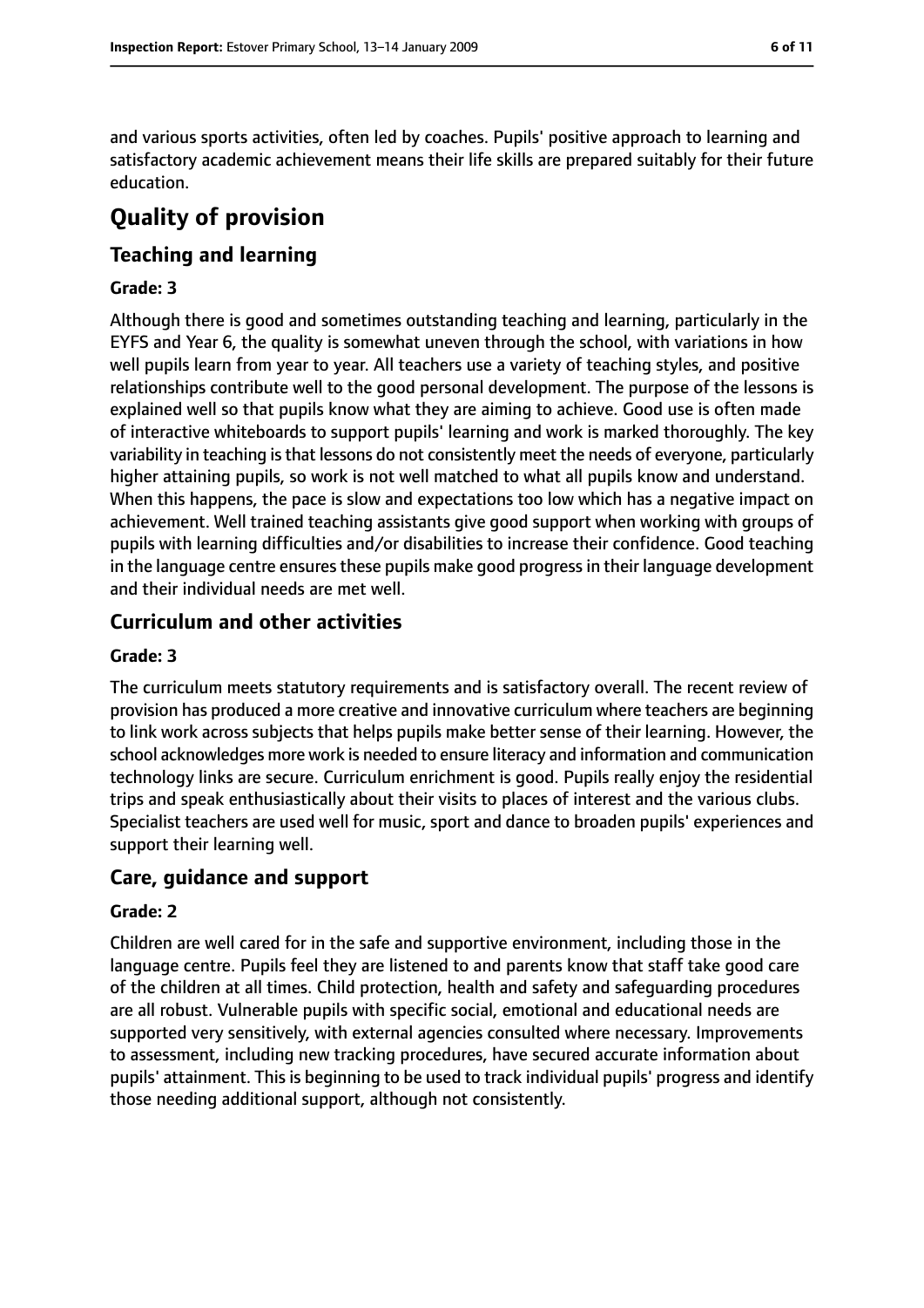and various sports activities, often led by coaches. Pupils' positive approach to learning and satisfactory academic achievement means their life skills are prepared suitably for their future education.

# Quality of provision

## Teaching and learning

### Grade: 3

Although there is good and sometimes outstanding teaching and learning, particularly in the EYFS and Year 6, the quality is somewhat uneven through the school, with variations in how well pupils learn from year to year. All teachers use a variety of teaching styles, and positive relationships contribute well to the good personal development. The purpose of the lessons is explained well so that pupils know what they are aiming to achieve. Good use is often made of interactive whiteboards to support pupils' learning and work is marked thoroughly. The key variability in teaching is that lessons do not consistently meet the needs of everyone, particularly higher attaining pupils, so work is not well matched to what all pupils know and understand. When this happens, the pace is slow and expectations too low which has a negative impact on achievement. Well trained teaching assistants give good support when working with groups of pupils with learning difficulties and/or disabilities to increase their confidence. Good teaching in the language centre ensures these pupils make good progress in their language development and their individual needs are met well.

## Curriculum and other activities

### Grade: 3

The curriculum meets statutory requirements and is satisfactory overall. The recent review of provision has produced a more creative and innovative curriculum where teachers are beginning to link work across subjects that helps pupils make better sense of their learning. However, the school acknowledges more work is needed to ensure literacy and information and communication technology links are secure. Curriculum enrichment is good. Pupils really enjoy the residential trips and speak enthusiastically about their visits to places of interest and the various clubs. Specialist teachers are used well for music, sport and dance to broaden pupils' experiences and support their learning well.

## Care, guidance and support

### Grade: 2

Children are well cared for in the safe and supportive environment, including those in the language centre. Pupils feel they are listened to and parents know that staff take good care of the children at all times. Child protection, health and safety and safeguarding procedures are all robust. Vulnerable pupils with specific social, emotional and educational needs are supported very sensitively, with external agencies consulted where necessary. Improvements to assessment, including new tracking procedures, have secured accurate information about pupils' attainment. This is beginning to be used to track individual pupils' progress and identify those needing additional support, although not consistently.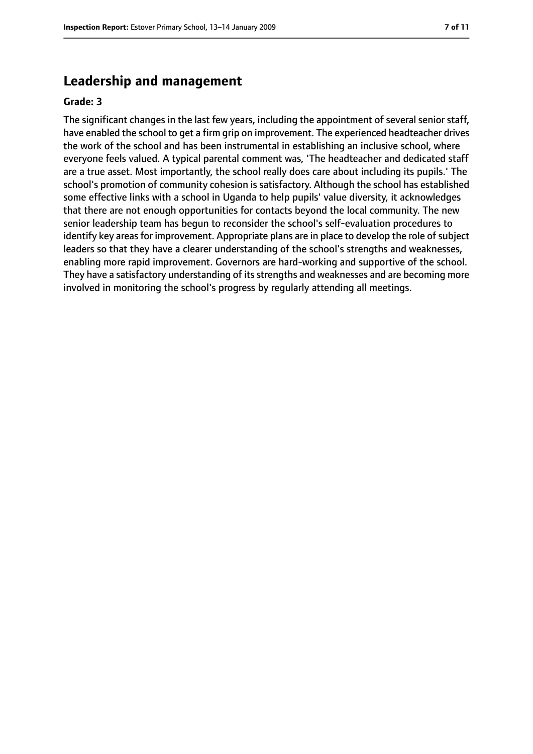## Leadership and management

**Grade: 3**

The significant changes in the last few years, including the appointment of several senior staff, have enabled the school to get a firm grip on improvement. The experienced headteacher drives the work of the school and has been instrumental in establishing an inclusive school, where everyone feels valued. A typical parental comment was, 'The headteacher and dedicated staff are a true asset. Most importantly, the school really does care about including its pupils.' The school's promotion of community cohesion is satisfactory. Although the school has established some effective links with a school in Uganda to help pupils' value diversity, it acknowledges that there are not enough opportunities for contacts beyond the local community. The new senior leadership team has begun to reconsider the school's self-evaluation procedures to identify key areas for improvement. Appropriate plans are in place to develop the role of subject leaders so that they have a clearer understanding of the school's strengths and weaknesses, enabling more rapid improvement. Governors are hard-working and supportive of the school. They have a satisfactory understanding of its strengths and weaknesses and are becoming more involved in monitoring the school's progress by regularly attending all meetings.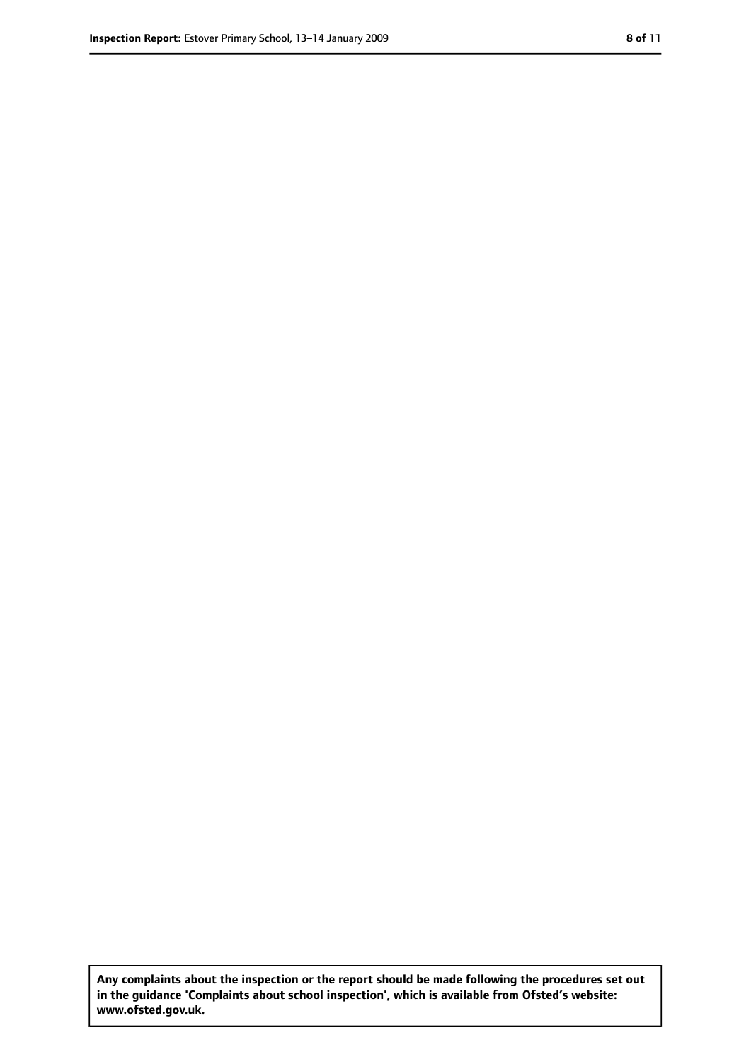**Any complaints about the inspection or the report should be made following the procedures set out in the guidance 'Complaints about school inspection', which is available from Ofsted's website: www.ofsted.gov.uk.**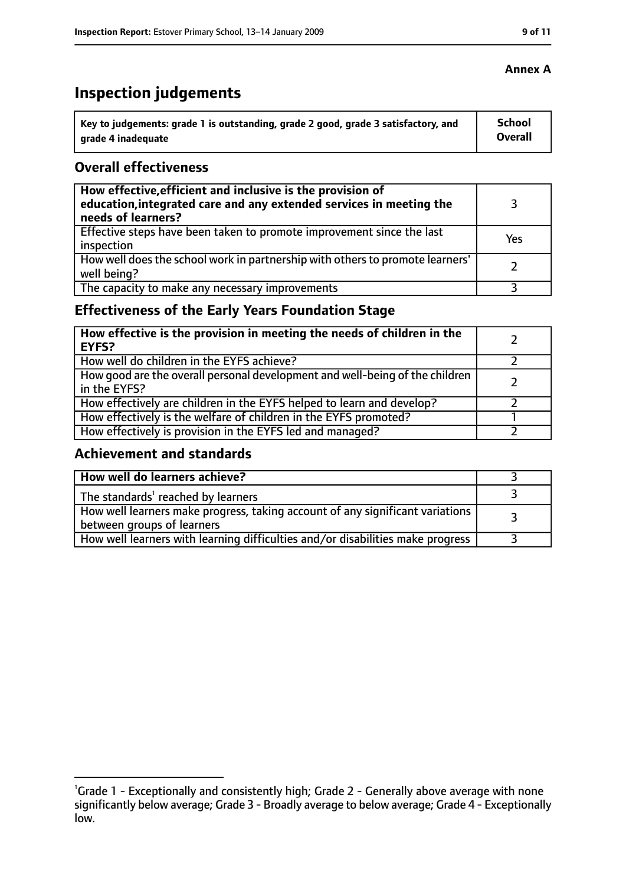**Annex A**

# Inspection judgements

| Key to judgements: grade 1 is outstanding, grade 2 good, grade 3 satisfactory, and grade 4 inadequate | School Overall |
|---|---|

## Overall effectiveness

| | |
|---|---|
| **How effective,efficient and inclusive is the provision of education,integrated care and any extended services in meeting the needs of learners?** | 3 |
| Effective steps have been taken to promote improvement since the last inspection | Yes |
| How well does the school work in partnership with others to promote learners' well being? | 2 |
| The capacity to make any necessary improvements | 3 |

## Effectiveness of the Early Years Foundation Stage

| | |
|---|---|
| **How effective is the provision in meeting the needs of children in the EYFS?** | 2 |
| How well do children in the EYFS achieve? | 2 |
| How good are the overall personal development and well-being of the children in the EYFS? | 2 |
| How effectively are children in the EYFS helped to learn and develop? | 2 |
| How effectively is the welfare of children in the EYFS promoted? | 1 |
| How effectively is provision in the EYFS led and managed? | 2 |

## Achievement and standards

| | |
|---|---|
| **How well do learners achieve?** | 3 |
| The standards[1] reached by learners | 3 |
| How well learners make progress, taking account of any significant variations between groups of learners | 3 |
| How well learners with learning difficulties and/or disabilities make progress | 3 |

[1]Grade 1 - Exceptionally and consistently high; Grade 2 - Generally above average with none significantly below average; Grade 3 - Broadly average to below average; Grade 4 - Exceptionally low.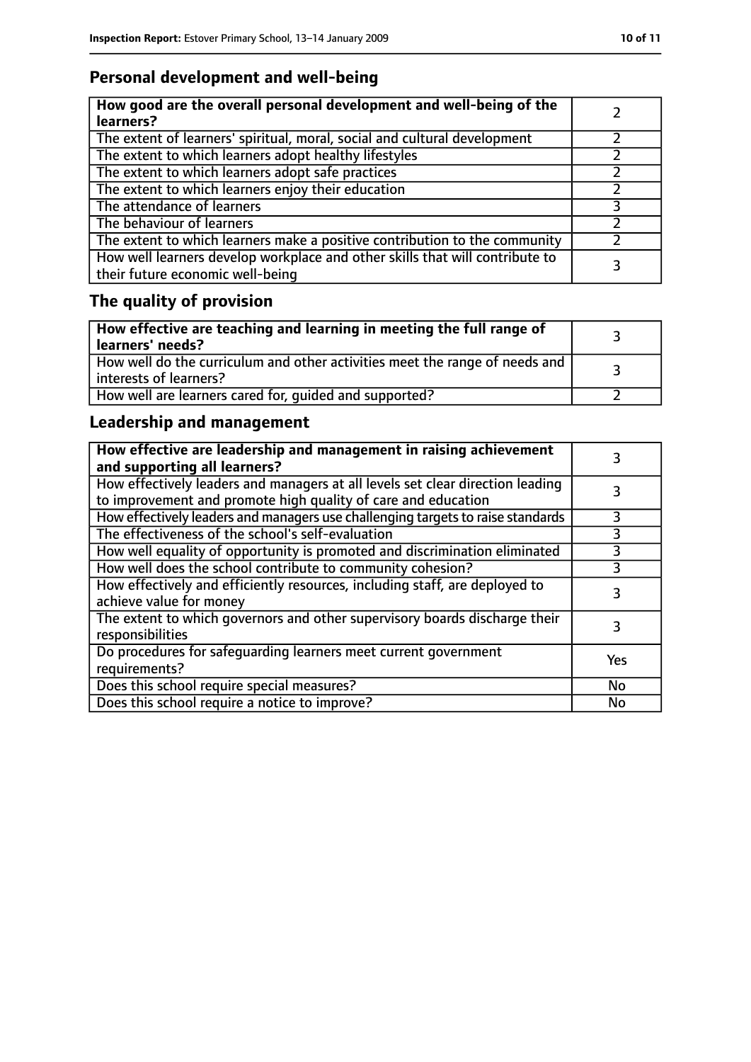## Personal development and well-being

| How good are the overall personal development and well-being of the learners? | 2 |
|---|---|
| The extent of learners' spiritual, moral, social and cultural development | 2 |
| The extent to which learners adopt healthy lifestyles | 2 |
| The extent to which learners adopt safe practices | 2 |
| The extent to which learners enjoy their education | 2 |
| The attendance of learners | 3 |
| The behaviour of learners | 2 |
| The extent to which learners make a positive contribution to the community | 2 |
| How well learners develop workplace and other skills that will contribute to their future economic well-being | 3 |

## The quality of provision

| How effective are teaching and learning in meeting the full range of learners' needs? | 3 |
|---|---|
| How well do the curriculum and other activities meet the range of needs and interests of learners? | 3 |
| How well are learners cared for, guided and supported? | 2 |

## Leadership and management

| How effective are leadership and management in raising achievement and supporting all learners? | 3 |
|---|---|
| How effectively leaders and managers at all levels set clear direction leading to improvement and promote high quality of care and education | 3 |
| How effectively leaders and managers use challenging targets to raise standards | 3 |
| The effectiveness of the school's self-evaluation | 3 |
| How well equality of opportunity is promoted and discrimination eliminated | 3 |
| How well does the school contribute to community cohesion? | 3 |
| How effectively and efficiently resources, including staff, are deployed to achieve value for money | 3 |
| The extent to which governors and other supervisory boards discharge their responsibilities | 3 |
| Do procedures for safeguarding learners meet current government requirements? | Yes |
| Does this school require special measures? | No |
| Does this school require a notice to improve? | No |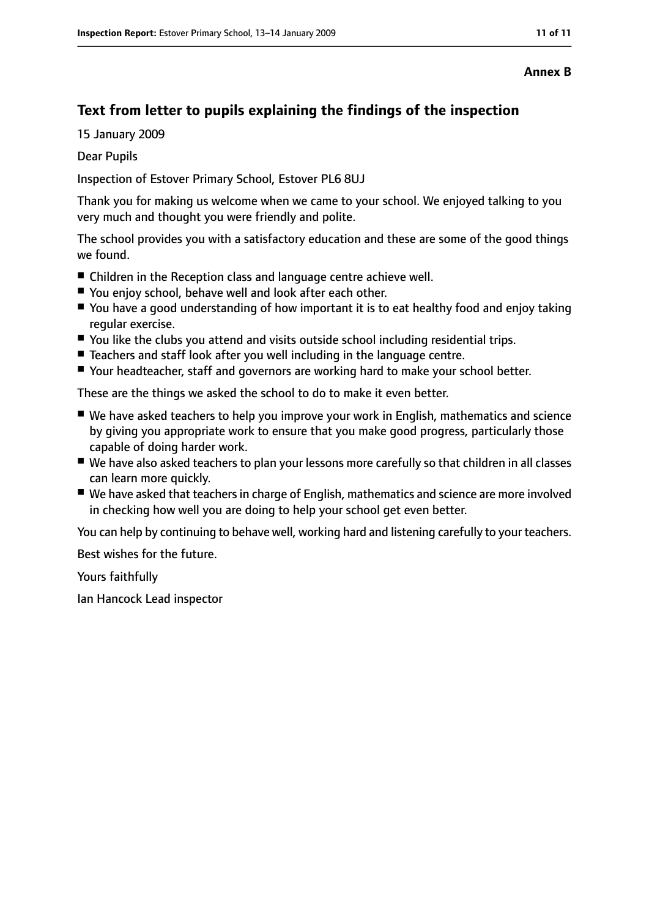**Annex B**

## Text from letter to pupils explaining the findings of the inspection

15 January 2009

Dear Pupils

Inspection of Estover Primary School, Estover PL6 8UJ

Thank you for making us welcome when we came to your school. We enjoyed talking to you very much and thought you were friendly and polite.

The school provides you with a satisfactory education and these are some of the good things we found.

- Children in the Reception class and language centre achieve well.
- You enjoy school, behave well and look after each other.
- You have a good understanding of how important it is to eat healthy food and enjoy taking regular exercise.
- You like the clubs you attend and visits outside school including residential trips.
- Teachers and staff look after you well including in the language centre.
- Your headteacher, staff and governors are working hard to make your school better.

These are the things we asked the school to do to make it even better.

- We have asked teachers to help you improve your work in English, mathematics and science by giving you appropriate work to ensure that you make good progress, particularly those capable of doing harder work.
- We have also asked teachers to plan your lessons more carefully so that children in all classes can learn more quickly.
- We have asked that teachers in charge of English, mathematics and science are more involved in checking how well you are doing to help your school get even better.

You can help by continuing to behave well, working hard and listening carefully to your teachers.

Best wishes for the future.

Yours faithfully

Ian Hancock Lead inspector